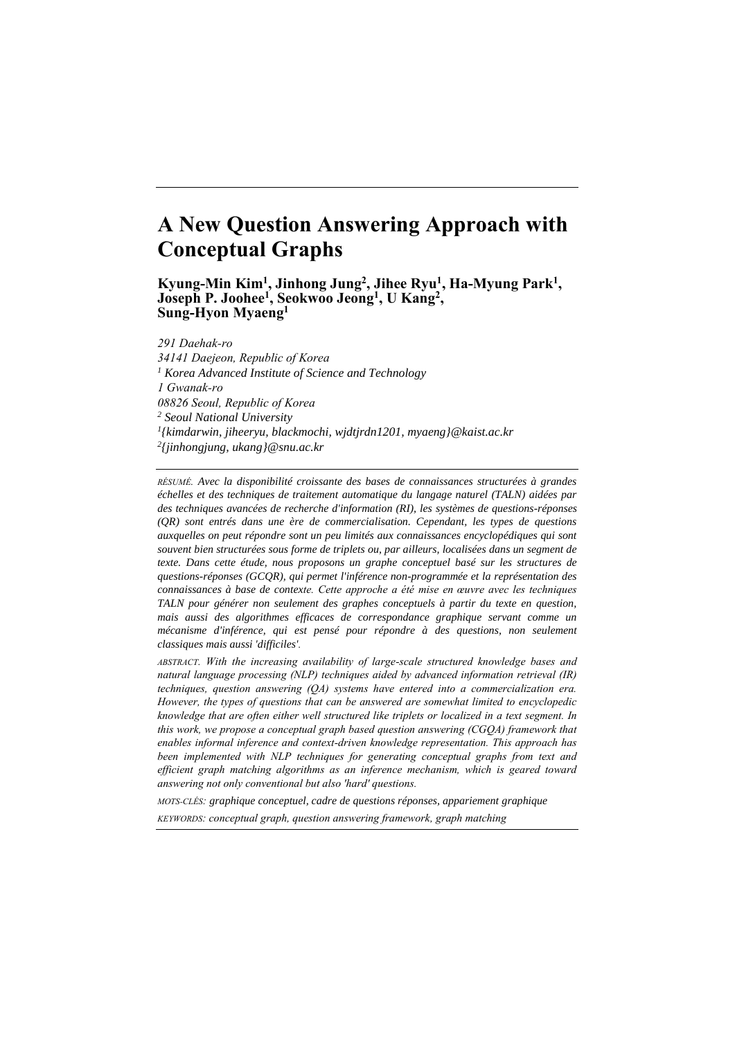# A New Question Answering Approach with Conceptual Graphs

**Kyung-Min Kim[1], Jinhong Jung[2], Jihee Ryu[1], Ha-Myung Park[1], Joseph P. Joohee[1], Seokwoo Jeong[1], U Kang[2], Sung-Hyon Myaeng[1]**

*291 Daehak-ro*
*34141 Daejeon, Republic of Korea*
*[1] Korea Advanced Institute of Science and Technology*
*1 Gwanak-ro*
*08826 Seoul, Republic of Korea*
*[2] Seoul National University*
*[1]{kimdarwin, jiheeryu, blackmochi, wjdtjrdn1201, myaeng}@kaist.ac.kr*
*[2]{jinhongjung, ukang}@snu.ac.kr*

---

*RÉSUMÉ. Avec la disponibilité croissante des bases de connaissances structurées à grandes échelles et des techniques de traitement automatique du langage naturel (TALN) aidées par des techniques avancées de recherche d'information (RI), les systèmes de questions-réponses (QR) sont entrés dans une ère de commercialisation. Cependant, les types de questions auxquelles on peut répondre sont un peu limités aux connaissances encyclopédiques qui sont souvent bien structurées sous forme de triplets ou, par ailleurs, localisées dans un segment de texte. Dans cette étude, nous proposons un graphe conceptuel basé sur les structures de questions-réponses (GCQR), qui permet l'inférence non-programmée et la représentation des connaissances à base de contexte. Cette approche a été mise en œuvre avec les techniques TALN pour générer non seulement des graphes conceptuels à partir du texte en question, mais aussi des algorithmes efficaces de correspondance graphique servant comme un mécanisme d'inférence, qui est pensé pour répondre à des questions, non seulement classiques mais aussi 'difficiles'.*

*ABSTRACT. With the increasing availability of large-scale structured knowledge bases and natural language processing (NLP) techniques aided by advanced information retrieval (IR) techniques, question answering (QA) systems have entered into a commercialization era. However, the types of questions that can be answered are somewhat limited to encyclopedic knowledge that are often either well structured like triplets or localized in a text segment. In this work, we propose a conceptual graph based question answering (CGQA) framework that enables informal inference and context-driven knowledge representation. This approach has been implemented with NLP techniques for generating conceptual graphs from text and efficient graph matching algorithms as an inference mechanism, which is geared toward answering not only conventional but also 'hard' questions.*

*MOTS-CLÉS: graphique conceptuel, cadre de questions réponses, appariement graphique*

*KEYWORDS: conceptual graph, question answering framework, graph matching*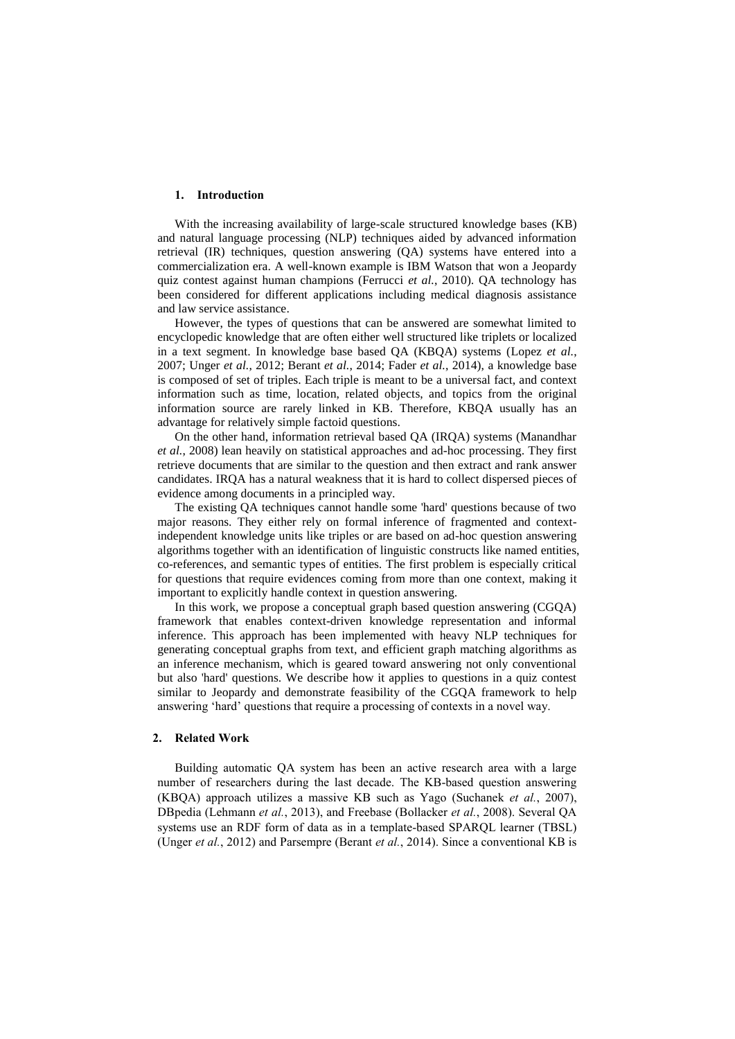## 1. Introduction

With the increasing availability of large-scale structured knowledge bases (KB) and natural language processing (NLP) techniques aided by advanced information retrieval (IR) techniques, question answering (QA) systems have entered into a commercialization era. A well-known example is IBM Watson that won a Jeopardy quiz contest against human champions (Ferrucci *et al.*, 2010). QA technology has been considered for different applications including medical diagnosis assistance and law service assistance.

However, the types of questions that can be answered are somewhat limited to encyclopedic knowledge that are often either well structured like triplets or localized in a text segment. In knowledge base based QA (KBQA) systems (Lopez *et al.*, 2007; Unger *et al.*, 2012; Berant *et al.*, 2014; Fader *et al.*, 2014), a knowledge base is composed of set of triples. Each triple is meant to be a universal fact, and context information such as time, location, related objects, and topics from the original information source are rarely linked in KB. Therefore, KBQA usually has an advantage for relatively simple factoid questions.

On the other hand, information retrieval based QA (IRQA) systems (Manandhar *et al.*, 2008) lean heavily on statistical approaches and ad-hoc processing. They first retrieve documents that are similar to the question and then extract and rank answer candidates. IRQA has a natural weakness that it is hard to collect dispersed pieces of evidence among documents in a principled way.

The existing QA techniques cannot handle some 'hard' questions because of two major reasons. They either rely on formal inference of fragmented and context-independent knowledge units like triples or are based on ad-hoc question answering algorithms together with an identification of linguistic constructs like named entities, co-references, and semantic types of entities. The first problem is especially critical for questions that require evidences coming from more than one context, making it important to explicitly handle context in question answering.

In this work, we propose a conceptual graph based question answering (CGQA) framework that enables context-driven knowledge representation and informal inference. This approach has been implemented with heavy NLP techniques for generating conceptual graphs from text, and efficient graph matching algorithms as an inference mechanism, which is geared toward answering not only conventional but also 'hard' questions. We describe how it applies to questions in a quiz contest similar to Jeopardy and demonstrate feasibility of the CGQA framework to help answering 'hard' questions that require a processing of contexts in a novel way.

## 2. Related Work

Building automatic QA system has been an active research area with a large number of researchers during the last decade. The KB-based question answering (KBQA) approach utilizes a massive KB such as Yago (Suchanek *et al.*, 2007), DBpedia (Lehmann *et al.*, 2013), and Freebase (Bollacker *et al.*, 2008). Several QA systems use an RDF form of data as in a template-based SPARQL learner (TBSL) (Unger *et al.*, 2012) and Parsempre (Berant *et al.*, 2014). Since a conventional KB is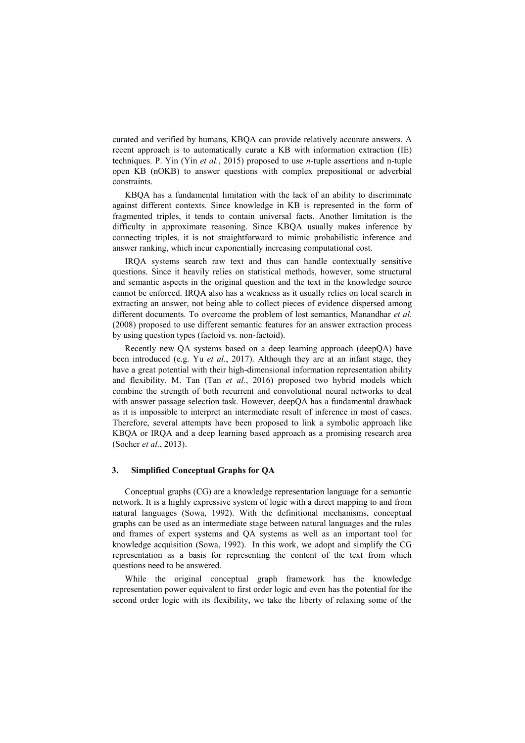curated and verified by humans, KBQA can provide relatively accurate answers. A recent approach is to automatically curate a KB with information extraction (IE) techniques. P. Yin (Yin *et al.*, 2015) proposed to use *n*-tuple assertions and n-tuple open KB (nOKB) to answer questions with complex prepositional or adverbial constraints.

KBQA has a fundamental limitation with the lack of an ability to discriminate against different contexts. Since knowledge in KB is represented in the form of fragmented triples, it tends to contain universal facts. Another limitation is the difficulty in approximate reasoning. Since KBQA usually makes inference by connecting triples, it is not straightforward to mimic probabilistic inference and answer ranking, which incur exponentially increasing computational cost.

IRQA systems search raw text and thus can handle contextually sensitive questions. Since it heavily relies on statistical methods, however, some structural and semantic aspects in the original question and the text in the knowledge source cannot be enforced. IRQA also has a weakness as it usually relies on local search in extracting an answer, not being able to collect pieces of evidence dispersed among different documents. To overcome the problem of lost semantics, Manandhar *et al.* (2008) proposed to use different semantic features for an answer extraction process by using question types (factoid vs. non-factoid).

Recently new QA systems based on a deep learning approach (deepQA) have been introduced (e.g. Yu *et al.*, 2017). Although they are at an infant stage, they have a great potential with their high-dimensional information representation ability and flexibility. M. Tan (Tan *et al.*, 2016) proposed two hybrid models which combine the strength of both recurrent and convolutional neural networks to deal with answer passage selection task. However, deepQA has a fundamental drawback as it is impossible to interpret an intermediate result of inference in most of cases. Therefore, several attempts have been proposed to link a symbolic approach like KBQA or IRQA and a deep learning based approach as a promising research area (Socher *et al.*, 2013).

## 3. Simplified Conceptual Graphs for QA

Conceptual graphs (CG) are a knowledge representation language for a semantic network. It is a highly expressive system of logic with a direct mapping to and from natural languages (Sowa, 1992). With the definitional mechanisms, conceptual graphs can be used as an intermediate stage between natural languages and the rules and frames of expert systems and QA systems as well as an important tool for knowledge acquisition (Sowa, 1992). In this work, we adopt and simplify the CG representation as a basis for representing the content of the text from which questions need to be answered.

While the original conceptual graph framework has the knowledge representation power equivalent to first order logic and even has the potential for the second order logic with its flexibility, we take the liberty of relaxing some of the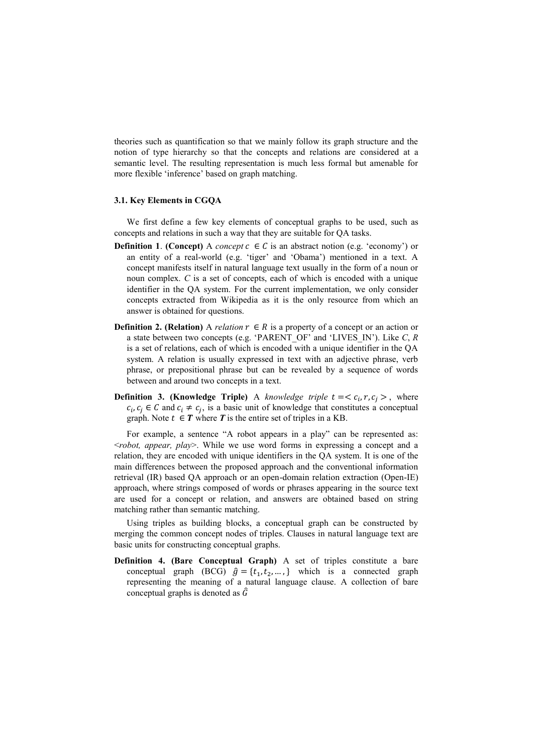theories such as quantification so that we mainly follow its graph structure and the notion of type hierarchy so that the concepts and relations are considered at a semantic level. The resulting representation is much less formal but amenable for more flexible 'inference' based on graph matching.

### 3.1. Key Elements in CGQA

We first define a few key elements of conceptual graphs to be used, such as concepts and relations in such a way that they are suitable for QA tasks.

**Definition 1**. **(Concept)** A *concept* $c \in C$ is an abstract notion (e.g. 'economy') or an entity of a real-world (e.g. 'tiger' and 'Obama') mentioned in a text. A concept manifests itself in natural language text usually in the form of a noun or noun complex. *C* is a set of concepts, each of which is encoded with a unique identifier in the QA system. For the current implementation, we only consider concepts extracted from Wikipedia as it is the only resource from which an answer is obtained for questions.

**Definition 2. (Relation)** A *relation* $r \in R$ is a property of a concept or an action or a state between two concepts (e.g. 'PARENT_OF' and 'LIVES_IN'). Like *C*, *R* is a set of relations, each of which is encoded with a unique identifier in the QA system. A relation is usually expressed in text with an adjective phrase, verb phrase, or prepositional phrase but can be revealed by a sequence of words between and around two concepts in a text.

**Definition 3. (Knowledge Triple)** A *knowledge triple* $t = < c_i, r, c_j >$, where $c_i, c_j \in C$ and $c_i \neq c_j$, is a basic unit of knowledge that constitutes a conceptual graph. Note $t \in \boldsymbol{T}$ where $\boldsymbol{T}$ is the entire set of triples in a KB.

For example, a sentence "A robot appears in a play" can be represented as: <*robot, appear, play*>. While we use word forms in expressing a concept and a relation, they are encoded with unique identifiers in the QA system. It is one of the main differences between the proposed approach and the conventional information retrieval (IR) based QA approach or an open-domain relation extraction (Open-IE) approach, where strings composed of words or phrases appearing in the source text are used for a concept or relation, and answers are obtained based on string matching rather than semantic matching.

Using triples as building blocks, a conceptual graph can be constructed by merging the common concept nodes of triples. Clauses in natural language text are basic units for constructing conceptual graphs.

**Definition 4. (Bare Conceptual Graph)** A set of triples constitute a bare conceptual graph (BCG) $\hat{g} = \{t_1, t_2, \ldots, \}$ which is a connected graph representing the meaning of a natural language clause. A collection of bare conceptual graphs is denoted as $\hat{G}$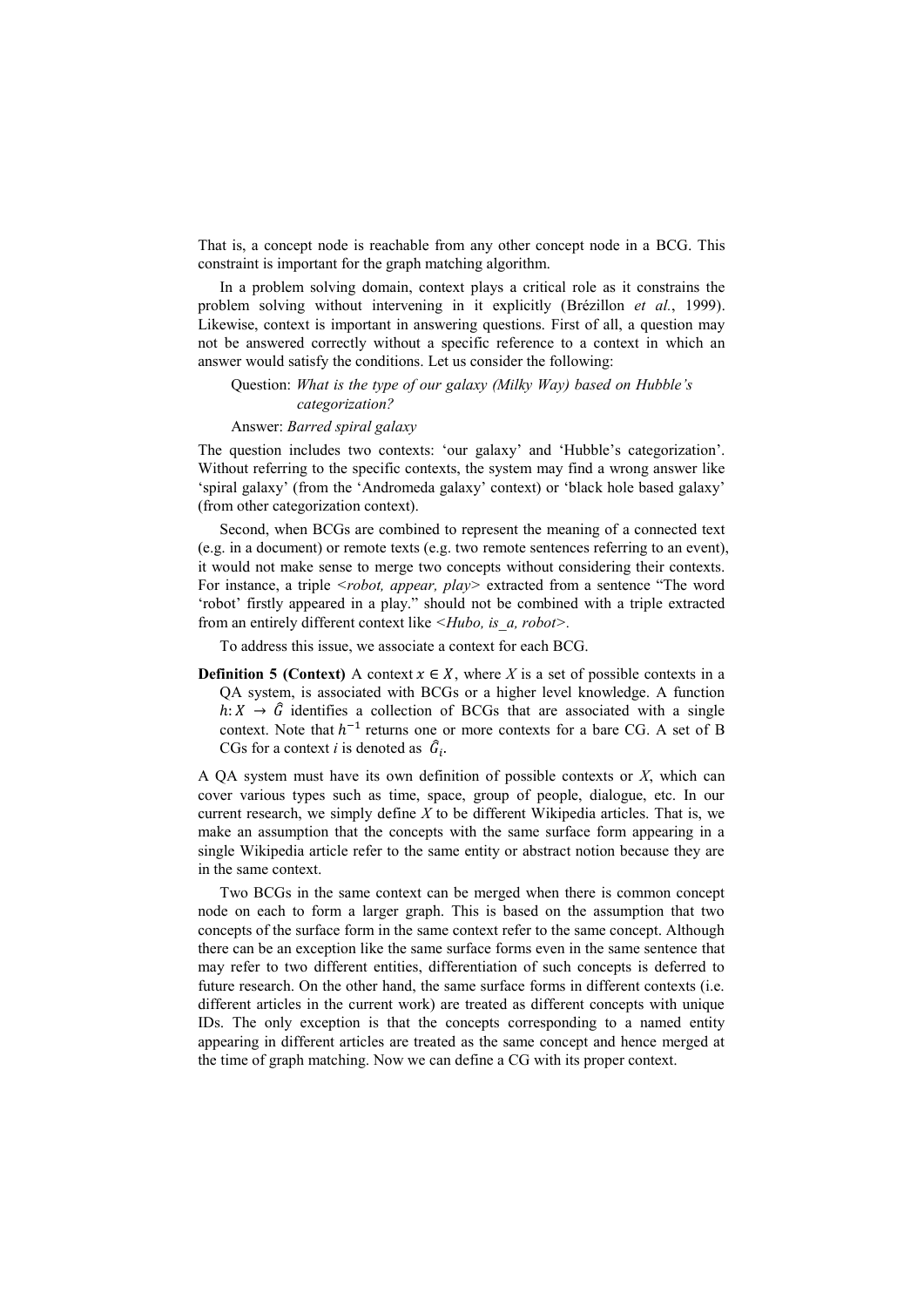That is, a concept node is reachable from any other concept node in a BCG. This constraint is important for the graph matching algorithm.

In a problem solving domain, context plays a critical role as it constrains the problem solving without intervening in it explicitly (Brézillon *et al.*, 1999). Likewise, context is important in answering questions. First of all, a question may not be answered correctly without a specific reference to a context in which an answer would satisfy the conditions. Let us consider the following:

> Question: *What is the type of our galaxy (Milky Way) based on Hubble's categorization?*
>
> Answer: *Barred spiral galaxy*

The question includes two contexts: 'our galaxy' and 'Hubble's categorization'. Without referring to the specific contexts, the system may find a wrong answer like 'spiral galaxy' (from the 'Andromeda galaxy' context) or 'black hole based galaxy' (from other categorization context).

Second, when BCGs are combined to represent the meaning of a connected text (e.g. in a document) or remote texts (e.g. two remote sentences referring to an event), it would not make sense to merge two concepts without considering their contexts. For instance, a triple <*robot, appear, play*> extracted from a sentence "The word 'robot' firstly appeared in a play." should not be combined with a triple extracted from an entirely different context like <*Hubo, is_a, robot*>.

To address this issue, we associate a context for each BCG.

**Definition 5 (Context)** A context $x \in X$, where *X* is a set of possible contexts in a QA system, is associated with BCGs or a higher level knowledge. A function $h: X \rightarrow \hat{G}$ identifies a collection of BCGs that are associated with a single context. Note that $h^{-1}$ returns one or more contexts for a bare CG. A set of B CGs for a context *i* is denoted as $\hat{G}_i$.

A QA system must have its own definition of possible contexts or *X*, which can cover various types such as time, space, group of people, dialogue, etc. In our current research, we simply define *X* to be different Wikipedia articles. That is, we make an assumption that the concepts with the same surface form appearing in a single Wikipedia article refer to the same entity or abstract notion because they are in the same context.

Two BCGs in the same context can be merged when there is common concept node on each to form a larger graph. This is based on the assumption that two concepts of the surface form in the same context refer to the same concept. Although there can be an exception like the same surface forms even in the same sentence that may refer to two different entities, differentiation of such concepts is deferred to future research. On the other hand, the same surface forms in different contexts (i.e. different articles in the current work) are treated as different concepts with unique IDs. The only exception is that the concepts corresponding to a named entity appearing in different articles are treated as the same concept and hence merged at the time of graph matching. Now we can define a CG with its proper context.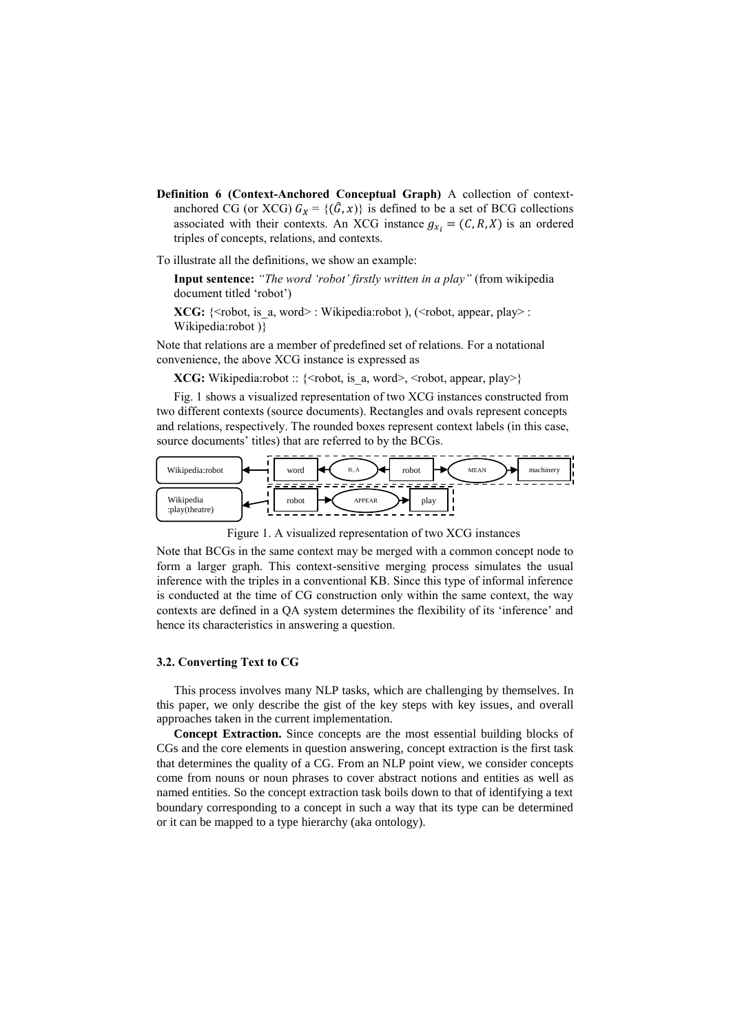**Definition 6 (Context-Anchored Conceptual Graph)** A collection of context-anchored CG (or XCG) $G_X = \{(\hat{G}, x)\}$ is defined to be a set of BCG collections associated with their contexts. An XCG instance $g_{x_i} = (C, R, X)$ is an ordered triples of concepts, relations, and contexts.

To illustrate all the definitions, we show an example:

**Input sentence:** *"The word 'robot' firstly written in a play"* (from wikipedia document titled 'robot')

**XCG:** {<robot, is_a, word> : Wikipedia:robot ), (<robot, appear, play> : Wikipedia:robot )}

Note that relations are a member of predefined set of relations. For a notational convenience, the above XCG instance is expressed as

**XCG:** Wikipedia:robot :: {<robot, is_a, word>, <robot, appear, play>}

Fig. 1 shows a visualized representation of two XCG instances constructed from two different contexts (source documents). Rectangles and ovals represent concepts and relations, respectively. The rounded boxes represent context labels (in this case, source documents' titles) that are referred to by the BCGs.

Figure 1. A visualized representation of two XCG instances

Note that BCGs in the same context may be merged with a common concept node to form a larger graph. This context-sensitive merging process simulates the usual inference with the triples in a conventional KB. Since this type of informal inference is conducted at the time of CG construction only within the same context, the way contexts are defined in a QA system determines the flexibility of its 'inference' and hence its characteristics in answering a question.

### 3.2. Converting Text to CG

This process involves many NLP tasks, which are challenging by themselves. In this paper, we only describe the gist of the key steps with key issues, and overall approaches taken in the current implementation.

**Concept Extraction.** Since concepts are the most essential building blocks of CGs and the core elements in question answering, concept extraction is the first task that determines the quality of a CG. From an NLP point view, we consider concepts come from nouns or noun phrases to cover abstract notions and entities as well as named entities. So the concept extraction task boils down to that of identifying a text boundary corresponding to a concept in such a way that its type can be determined or it can be mapped to a type hierarchy (aka ontology).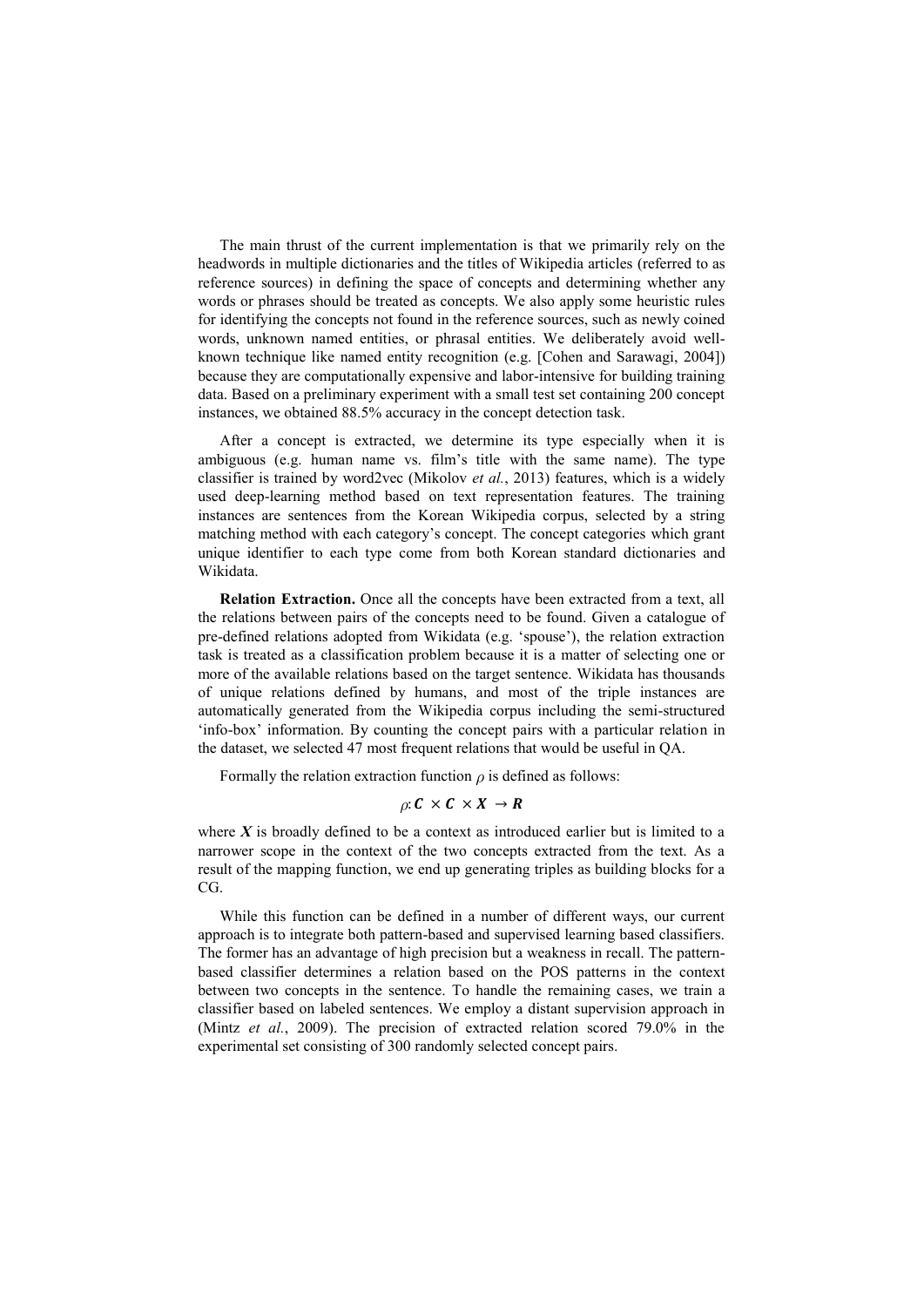The main thrust of the current implementation is that we primarily rely on the headwords in multiple dictionaries and the titles of Wikipedia articles (referred to as reference sources) in defining the space of concepts and determining whether any words or phrases should be treated as concepts. We also apply some heuristic rules for identifying the concepts not found in the reference sources, such as newly coined words, unknown named entities, or phrasal entities. We deliberately avoid well-known technique like named entity recognition (e.g. [Cohen and Sarawagi, 2004]) because they are computationally expensive and labor-intensive for building training data. Based on a preliminary experiment with a small test set containing 200 concept instances, we obtained 88.5% accuracy in the concept detection task.

After a concept is extracted, we determine its type especially when it is ambiguous (e.g. human name vs. film's title with the same name). The type classifier is trained by word2vec (Mikolov *et al.*, 2013) features, which is a widely used deep-learning method based on text representation features. The training instances are sentences from the Korean Wikipedia corpus, selected by a string matching method with each category's concept. The concept categories which grant unique identifier to each type come from both Korean standard dictionaries and Wikidata.

**Relation Extraction.** Once all the concepts have been extracted from a text, all the relations between pairs of the concepts need to be found. Given a catalogue of pre-defined relations adopted from Wikidata (e.g. 'spouse'), the relation extraction task is treated as a classification problem because it is a matter of selecting one or more of the available relations based on the target sentence. Wikidata has thousands of unique relations defined by humans, and most of the triple instances are automatically generated from the Wikipedia corpus including the semi-structured 'info-box' information. By counting the concept pairs with a particular relation in the dataset, we selected 47 most frequent relations that would be useful in QA.

Formally the relation extraction function $\rho$ is defined as follows:

$$\rho \colon \boldsymbol{C} \times \boldsymbol{C} \times \boldsymbol{X} \rightarrow \boldsymbol{R}$$

where $\boldsymbol{X}$ is broadly defined to be a context as introduced earlier but is limited to a narrower scope in the context of the two concepts extracted from the text. As a result of the mapping function, we end up generating triples as building blocks for a CG.

While this function can be defined in a number of different ways, our current approach is to integrate both pattern-based and supervised learning based classifiers. The former has an advantage of high precision but a weakness in recall. The pattern-based classifier determines a relation based on the POS patterns in the context between two concepts in the sentence. To handle the remaining cases, we train a classifier based on labeled sentences. We employ a distant supervision approach in (Mintz *et al.*, 2009). The precision of extracted relation scored 79.0% in the experimental set consisting of 300 randomly selected concept pairs.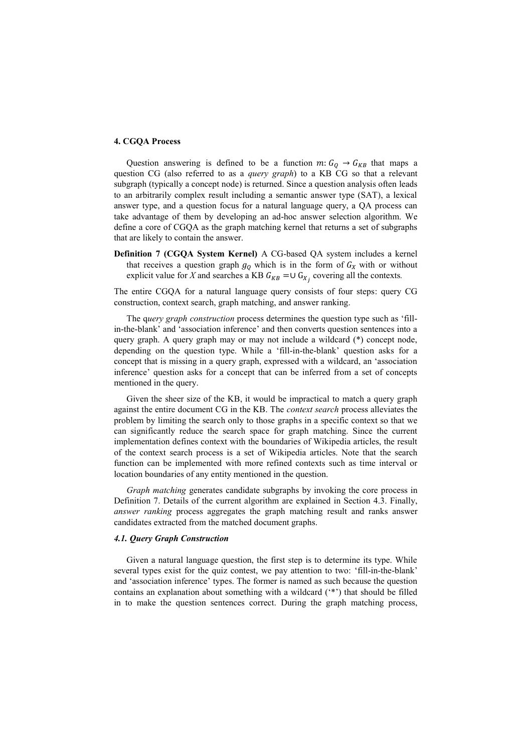## 4. CGQA Process

Question answering is defined to be a function $m: G_Q \rightarrow G_{KB}$ that maps a question CG (also referred to as a *query graph*) to a KB CG so that a relevant subgraph (typically a concept node) is returned. Since a question analysis often leads to an arbitrarily complex result including a semantic answer type (SAT), a lexical answer type, and a question focus for a natural language query, a QA process can take advantage of them by developing an ad-hoc answer selection algorithm. We define a core of CGQA as the graph matching kernel that returns a set of subgraphs that are likely to contain the answer.

**Definition 7 (CGQA System Kernel)** A CG-based QA system includes a kernel that receives a question graph $g_Q$ which is in the form of $G_X$ with or without explicit value for *X* and searches a KB $G_{KB} = \cup\, G_{X_j}$ covering all the contexts.

The entire CGQA for a natural language query consists of four steps: query CG construction, context search, graph matching, and answer ranking.

The q*uery graph construction* process determines the question type such as 'fill-in-the-blank' and 'association inference' and then converts question sentences into a query graph. A query graph may or may not include a wildcard (*) concept node, depending on the question type. While a 'fill-in-the-blank' question asks for a concept that is missing in a query graph, expressed with a wildcard, an 'association inference' question asks for a concept that can be inferred from a set of concepts mentioned in the query.

Given the sheer size of the KB, it would be impractical to match a query graph against the entire document CG in the KB. The *context search* process alleviates the problem by limiting the search only to those graphs in a specific context so that we can significantly reduce the search space for graph matching. Since the current implementation defines context with the boundaries of Wikipedia articles, the result of the context search process is a set of Wikipedia articles. Note that the search function can be implemented with more refined contexts such as time interval or location boundaries of any entity mentioned in the question.

*Graph matching* generates candidate subgraphs by invoking the core process in Definition 7. Details of the current algorithm are explained in Section 4.3. Finally, *answer ranking* process aggregates the graph matching result and ranks answer candidates extracted from the matched document graphs.

### *4.1. Query Graph Construction*

Given a natural language question, the first step is to determine its type. While several types exist for the quiz contest, we pay attention to two: 'fill-in-the-blank' and 'association inference' types. The former is named as such because the question contains an explanation about something with a wildcard ('*') that should be filled in to make the question sentences correct. During the graph matching process,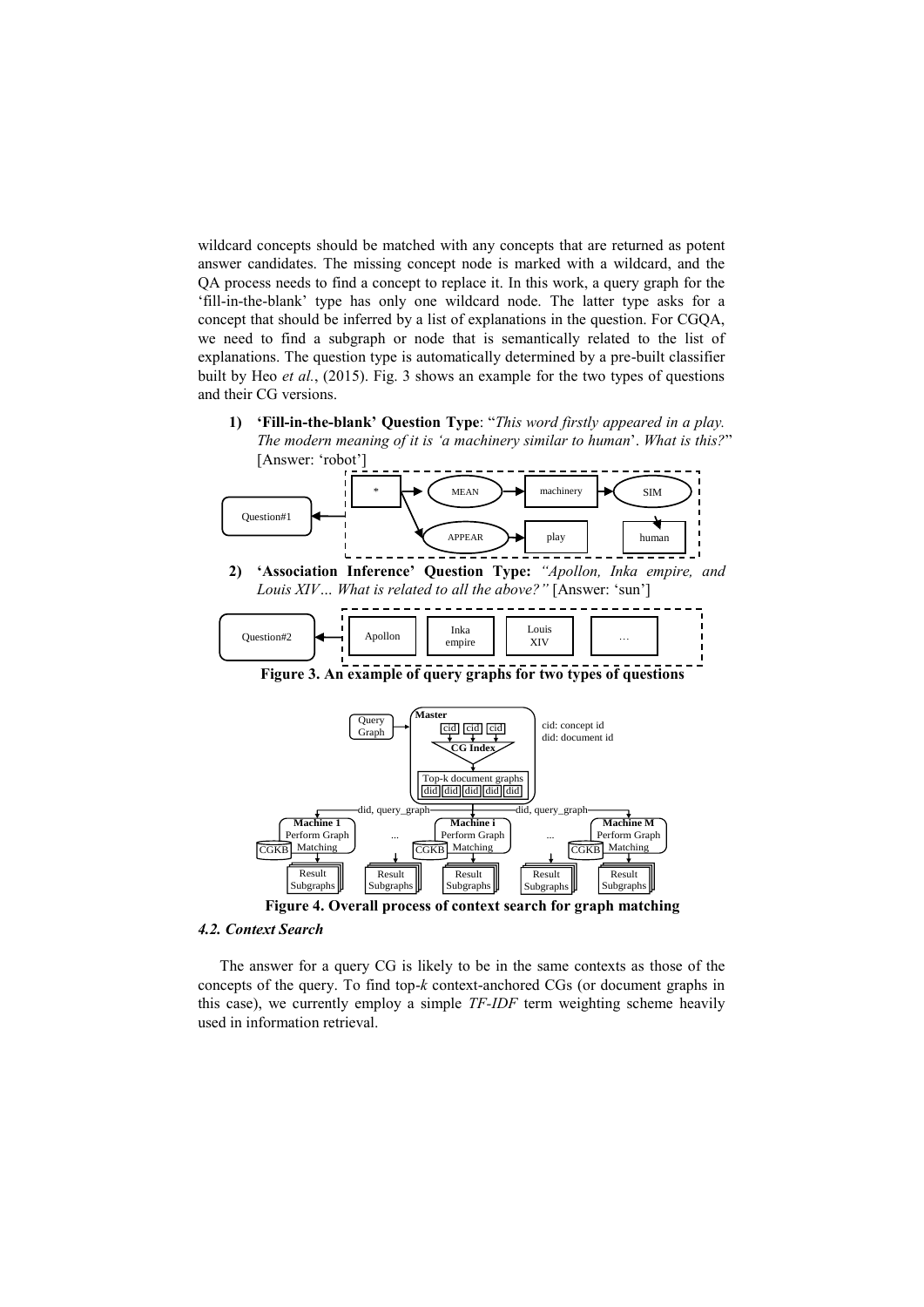wildcard concepts should be matched with any concepts that are returned as potent answer candidates. The missing concept node is marked with a wildcard, and the QA process needs to find a concept to replace it. In this work, a query graph for the 'fill-in-the-blank' type has only one wildcard node. The latter type asks for a concept that should be inferred by a list of explanations in the question. For CGQA, we need to find a subgraph or node that is semantically related to the list of explanations. The question type is automatically determined by a pre-built classifier built by Heo *et al.*, (2015). Fig. 3 shows an example for the two types of questions and their CG versions.

1) **'Fill-in-the-blank' Question Type**: "*This word firstly appeared in a play. The modern meaning of it is 'a machinery similar to human*'. *What is this?*" [Answer: 'robot']

2) **'Association Inference' Question Type:** *"Apollon, Inka empire, and Louis XIV… What is related to all the above?"* [Answer: 'sun']

**Figure 3. An example of query graphs for two types of questions**

**Figure 4. Overall process of context search for graph matching**

### *4.2. Context Search*

The answer for a query CG is likely to be in the same contexts as those of the concepts of the query. To find top-*k* context-anchored CGs (or document graphs in this case), we currently employ a simple *TF-IDF* term weighting scheme heavily used in information retrieval.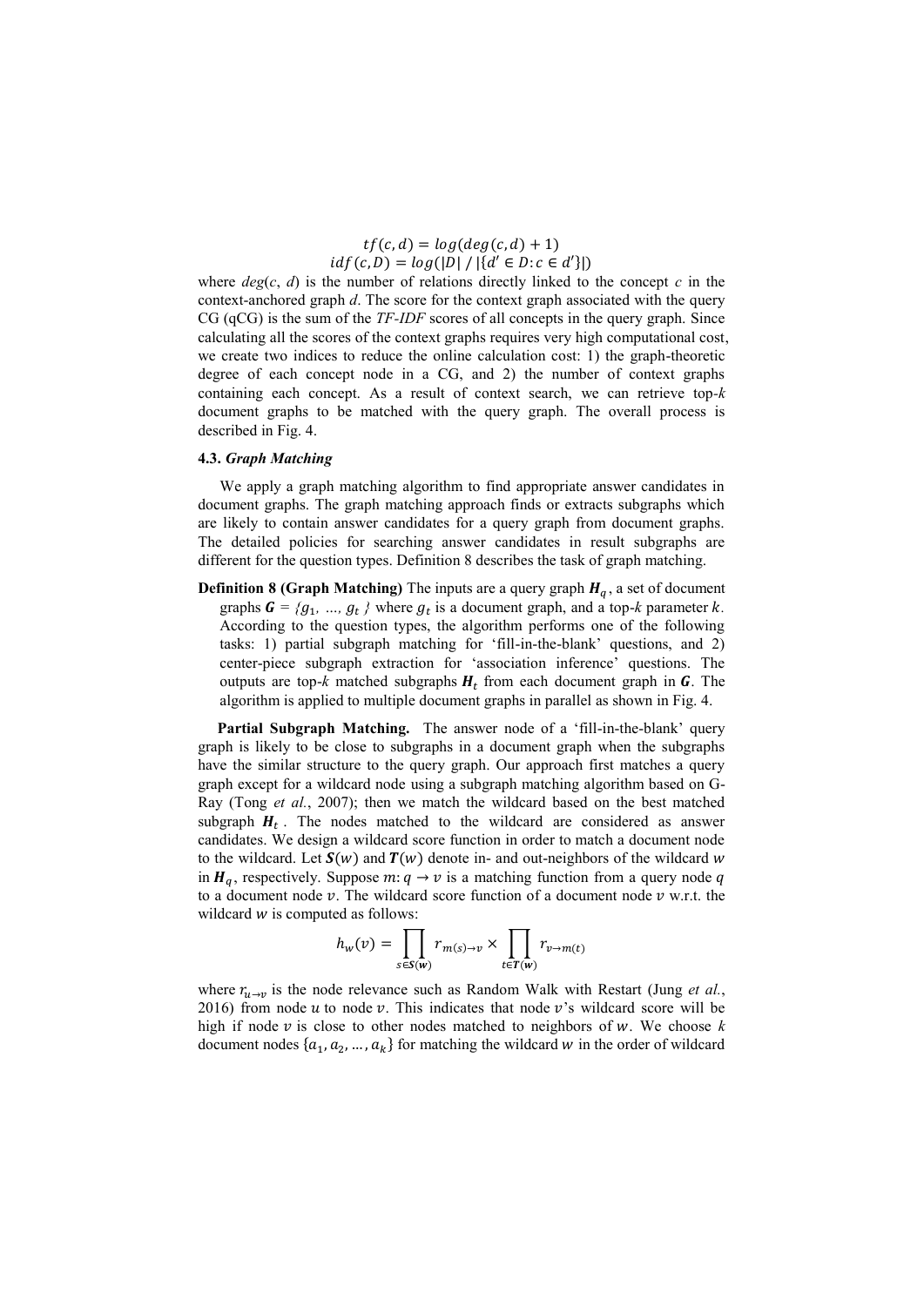$$tf(c, d) = log(deg(c, d) + 1)$$

$$idf(c, D) = log(|D| \,/\, |\{d' \in D : c \in d'\}|)$$

where $deg(c, d)$ is the number of relations directly linked to the concept $c$ in the context-anchored graph $d$. The score for the context graph associated with the query CG (qCG) is the sum of the *TF-IDF* scores of all concepts in the query graph. Since calculating all the scores of the context graphs requires very high computational cost, we create two indices to reduce the online calculation cost: 1) the graph-theoretic degree of each concept node in a CG, and 2) the number of context graphs containing each concept. As a result of context search, we can retrieve top-$k$ document graphs to be matched with the query graph. The overall process is described in Fig. 4.

### 4.3. *Graph Matching*

We apply a graph matching algorithm to find appropriate answer candidates in document graphs. The graph matching approach finds or extracts subgraphs which are likely to contain answer candidates for a query graph from document graphs. The detailed policies for searching answer candidates in result subgraphs are different for the question types. Definition 8 describes the task of graph matching.

**Definition 8 (Graph Matching)** The inputs are a query graph $\boldsymbol{H}_q$, a set of document graphs $\boldsymbol{G} = \{g_1, \ldots, g_t\}$ where $g_t$ is a document graph, and a top-$k$ parameter $k$. According to the question types, the algorithm performs one of the following tasks: 1) partial subgraph matching for 'fill-in-the-blank' questions, and 2) center-piece subgraph extraction for 'association inference' questions. The outputs are top-$k$ matched subgraphs $\boldsymbol{H}_t$ from each document graph in $\boldsymbol{G}$. The algorithm is applied to multiple document graphs in parallel as shown in Fig. 4.

**Partial Subgraph Matching.** The answer node of a 'fill-in-the-blank' query graph is likely to be close to subgraphs in a document graph when the subgraphs have the similar structure to the query graph. Our approach first matches a query graph except for a wildcard node using a subgraph matching algorithm based on G-Ray (Tong *et al.*, 2007); then we match the wildcard based on the best matched subgraph $\boldsymbol{H}_t$. The nodes matched to the wildcard are considered as answer candidates. We design a wildcard score function in order to match a document node to the wildcard. Let $\boldsymbol{S}(w)$ and $\boldsymbol{T}(w)$ denote in- and out-neighbors of the wildcard $w$ in $\boldsymbol{H}_q$, respectively. Suppose $m: q \to v$ is a matching function from a query node $q$ to a document node $v$. The wildcard score function of a document node $v$ w.r.t. the wildcard $w$ is computed as follows:

$$h_w(v) = \prod_{s \in \boldsymbol{S}(\boldsymbol{w})} r_{m(s) \to v} \times \prod_{t \in \boldsymbol{T}(\boldsymbol{w})} r_{v \to m(t)}$$

where $r_{u \to v}$ is the node relevance such as Random Walk with Restart (Jung *et al.*, 2016) from node $u$ to node $v$. This indicates that node $v$'s wildcard score will be high if node $v$ is close to other nodes matched to neighbors of $w$. We choose $k$ document nodes $\{a_1, a_2, \ldots, a_k\}$ for matching the wildcard $w$ in the order of wildcard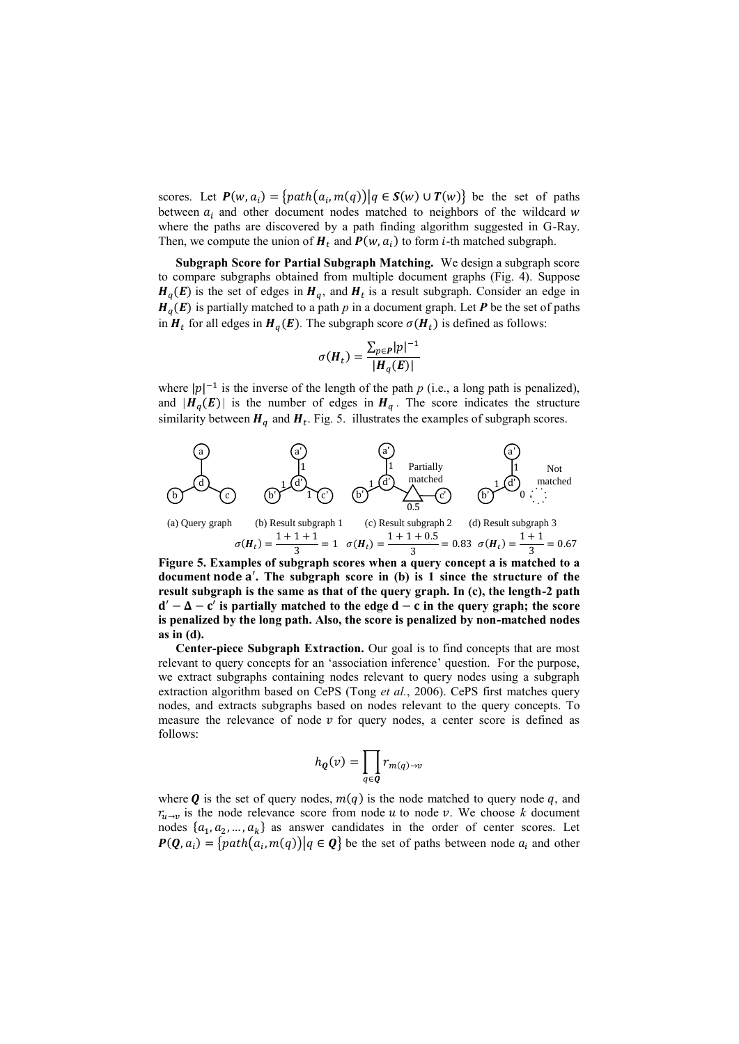scores. Let $\boldsymbol{P}(w, a_i) = \{path(a_i, m(q)) | q \in \boldsymbol{S}(w) \cup \boldsymbol{T}(w)\}$ be the set of paths between $a_i$ and other document nodes matched to neighbors of the wildcard $w$ where the paths are discovered by a path finding algorithm suggested in G-Ray. Then, we compute the union of $\boldsymbol{H}_t$ and $\boldsymbol{P}(w, a_i)$ to form $i$-th matched subgraph.

**Subgraph Score for Partial Subgraph Matching.** We design a subgraph score to compare subgraphs obtained from multiple document graphs (Fig. 4). Suppose $\boldsymbol{H}_q(\boldsymbol{E})$ is the set of edges in $\boldsymbol{H}_q$, and $\boldsymbol{H}_t$ is a result subgraph. Consider an edge in $\boldsymbol{H}_q(\boldsymbol{E})$ is partially matched to a path $p$ in a document graph. Let $\boldsymbol{P}$ be the set of paths in $\boldsymbol{H}_t$ for all edges in $\boldsymbol{H}_q(\boldsymbol{E})$. The subgraph score $\sigma(\boldsymbol{H}_t)$ is defined as follows:

$$\sigma(\boldsymbol{H}_t) = \frac{\sum_{p \in \boldsymbol{P}} |p|^{-1}}{|\boldsymbol{H}_q(\boldsymbol{E})|}$$

where $|p|^{-1}$ is the inverse of the length of the path $p$ (i.e., a long path is penalized), and $|\boldsymbol{H}_q(\boldsymbol{E})|$ is the number of edges in $\boldsymbol{H}_q$. The score indicates the structure similarity between $\boldsymbol{H}_q$ and $\boldsymbol{H}_t$. Fig. 5. illustrates the examples of subgraph scores.

(a) Query graph (b) Result subgraph 1 (c) Result subgraph 2 (d) Result subgraph 3

$\sigma(\boldsymbol{H}_t) = \frac{1+1+1}{3} = 1$ $\sigma(\boldsymbol{H}_t) = \frac{1+1+0.5}{3} = 0.83$ $\sigma(\boldsymbol{H}_t) = \frac{1+1}{3} = 0.67$

**Figure 5. Examples of subgraph scores when a query concept a is matched to a document node a′. The subgraph score in (b) is 1 since the structure of the result subgraph is the same as that of the query graph. In (c), the length-2 path $\mathbf{d' - \Delta - c'}$ is partially matched to the edge $\mathbf{d - c}$ in the query graph; the score is penalized by the long path. Also, the score is penalized by non-matched nodes as in (d).**

**Center-piece Subgraph Extraction.** Our goal is to find concepts that are most relevant to query concepts for an 'association inference' question. For the purpose, we extract subgraphs containing nodes relevant to query nodes using a subgraph extraction algorithm based on CePS (Tong *et al.*, 2006). CePS first matches query nodes, and extracts subgraphs based on nodes relevant to the query concepts. To measure the relevance of node $v$ for query nodes, a center score is defined as follows:

$$h_{\boldsymbol{Q}}(v) = \prod_{q \in \boldsymbol{Q}} r_{m(q) \to v}$$

where $\boldsymbol{Q}$ is the set of query nodes, $m(q)$ is the node matched to query node $q$, and $r_{u \to v}$ is the node relevance score from node $u$ to node $v$. We choose $k$ document nodes $\{a_1, a_2, \ldots, a_k\}$ as answer candidates in the order of center scores. Let $\boldsymbol{P}(\boldsymbol{Q}, a_i) = \{path(a_i, m(q)) | q \in \boldsymbol{Q}\}$ be the set of paths between node $a_i$ and other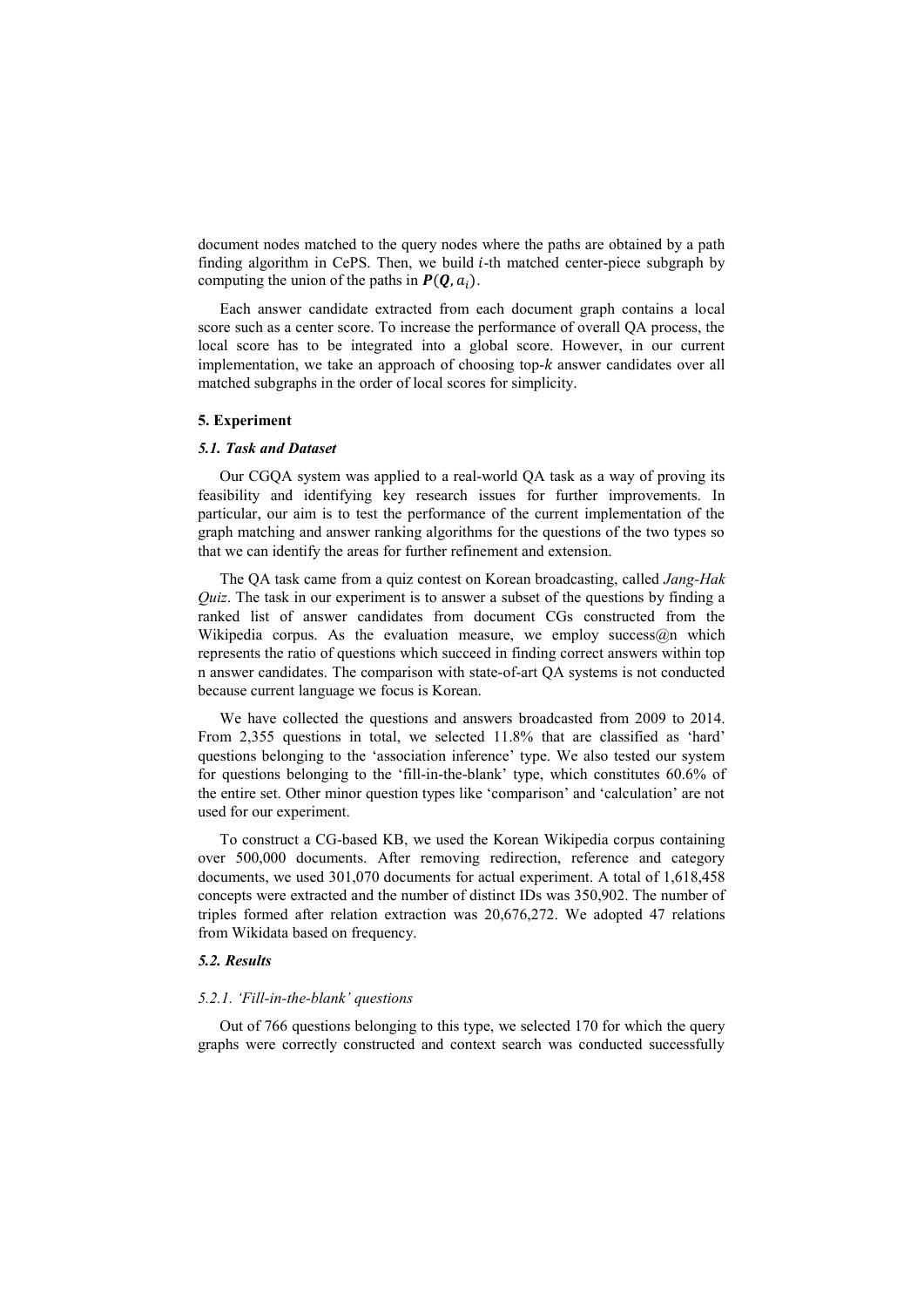document nodes matched to the query nodes where the paths are obtained by a path finding algorithm in CePS. Then, we build $i$-th matched center-piece subgraph by computing the union of the paths in $\boldsymbol{P}(\boldsymbol{Q}, a_i)$.

Each answer candidate extracted from each document graph contains a local score such as a center score. To increase the performance of overall QA process, the local score has to be integrated into a global score. However, in our current implementation, we take an approach of choosing top-$k$ answer candidates over all matched subgraphs in the order of local scores for simplicity.

## 5. Experiment

### *5.1. Task and Dataset*

Our CGQA system was applied to a real-world QA task as a way of proving its feasibility and identifying key research issues for further improvements. In particular, our aim is to test the performance of the current implementation of the graph matching and answer ranking algorithms for the questions of the two types so that we can identify the areas for further refinement and extension.

The QA task came from a quiz contest on Korean broadcasting, called *Jang-Hak Quiz*. The task in our experiment is to answer a subset of the questions by finding a ranked list of answer candidates from document CGs constructed from the Wikipedia corpus. As the evaluation measure, we employ success@n which represents the ratio of questions which succeed in finding correct answers within top n answer candidates. The comparison with state-of-art QA systems is not conducted because current language we focus is Korean.

We have collected the questions and answers broadcasted from 2009 to 2014. From 2,355 questions in total, we selected 11.8% that are classified as 'hard' questions belonging to the 'association inference' type. We also tested our system for questions belonging to the 'fill-in-the-blank' type, which constitutes 60.6% of the entire set. Other minor question types like 'comparison' and 'calculation' are not used for our experiment.

To construct a CG-based KB, we used the Korean Wikipedia corpus containing over 500,000 documents. After removing redirection, reference and category documents, we used 301,070 documents for actual experiment. A total of 1,618,458 concepts were extracted and the number of distinct IDs was 350,902. The number of triples formed after relation extraction was 20,676,272. We adopted 47 relations from Wikidata based on frequency.

### *5.2. Results*

#### *5.2.1. 'Fill-in-the-blank' questions*

Out of 766 questions belonging to this type, we selected 170 for which the query graphs were correctly constructed and context search was conducted successfully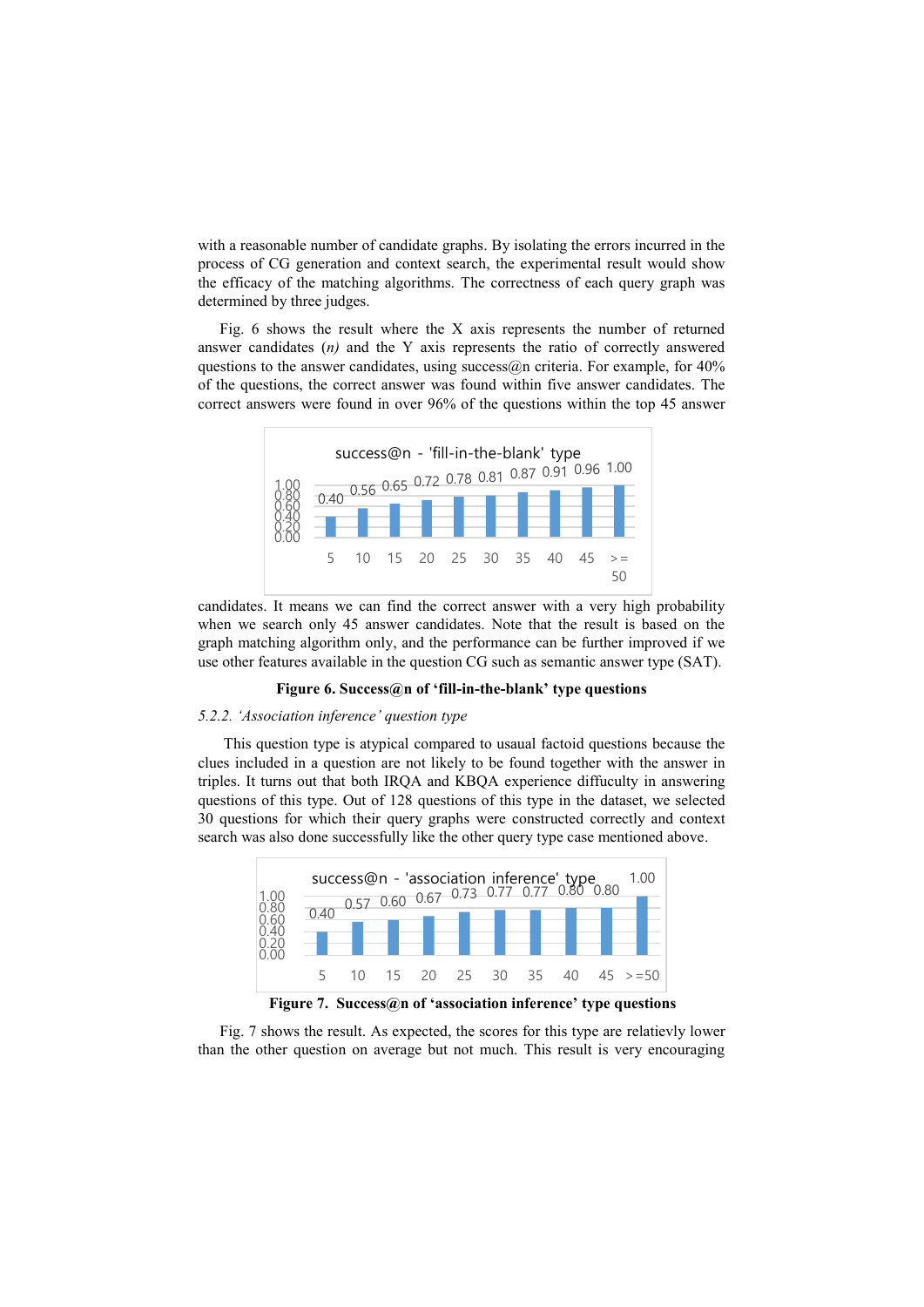with a reasonable number of candidate graphs. By isolating the errors incurred in the process of CG generation and context search, the experimental result would show the efficacy of the matching algorithms. The correctness of each query graph was determined by three judges.

Fig. 6 shows the result where the X axis represents the number of returned answer candidates (*n)* and the Y axis represents the ratio of correctly answered questions to the answer candidates, using success@n criteria. For example, for 40% of the questions, the correct answer was found within five answer candidates. The correct answers were found in over 96% of the questions within the top 45 answer candidates. It means we can find the correct answer with a very high probability when we search only 45 answer candidates. Note that the result is based on the graph matching algorithm only, and the performance can be further improved if we use other features available in the question CG such as semantic answer type (SAT).

| n | 5 | 10 | 15 | 20 | 25 | 30 | 35 | 40 | 45 | >=50 |
|---|---|---|---|---|---|---|---|---|---|---|
| success@n - 'fill-in-the-blank' type | 0.40 | 0.56 | 0.65 | 0.72 | 0.78 | 0.81 | 0.87 | 0.91 | 0.96 | 1.00 |

**Figure 6. Success@n of 'fill-in-the-blank' type questions**

*5.2.2. 'Association inference' question type*

This question type is atypical compared to usaual factoid questions because the clues included in a question are not likely to be found together with the answer in triples. It turns out that both IRQA and KBQA experience diffuculty in answering questions of this type. Out of 128 questions of this type in the dataset, we selected 30 questions for which their query graphs were constructed correctly and context search was also done successfully like the other query type case mentioned above.

| n | 5 | 10 | 15 | 20 | 25 | 30 | 35 | 40 | 45 | >=50 |
|---|---|---|---|---|---|---|---|---|---|---|
| success@n - 'association inference' type | 0.40 | 0.57 | 0.60 | 0.67 | 0.73 | 0.77 | 0.77 | 0.80 | 0.80 | 1.00 |

**Figure 7. Success@n of 'association inference' type questions**

Fig. 7 shows the result. As expected, the scores for this type are relatievly lower than the other question on average but not much. This result is very encouraging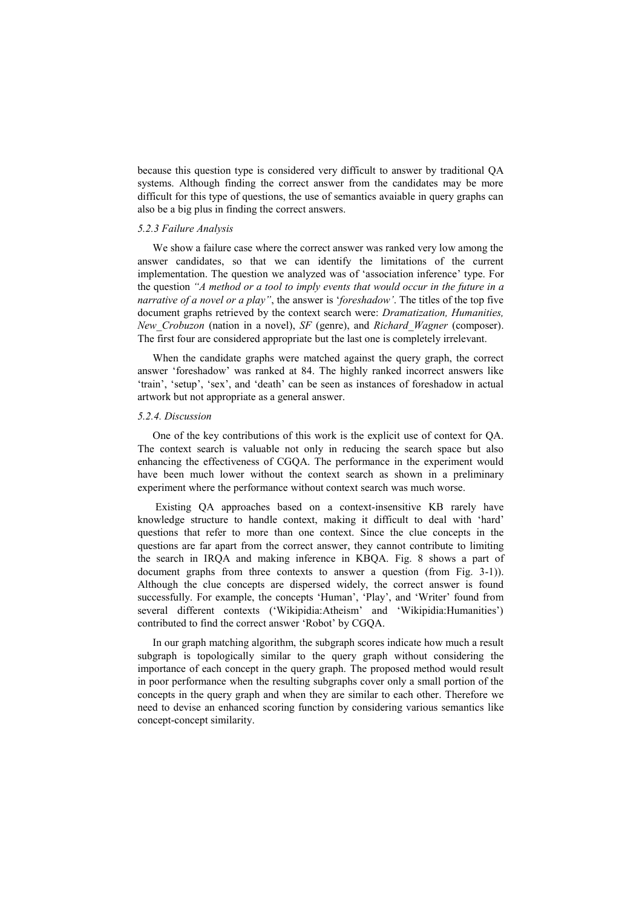because this question type is considered very difficult to answer by traditional QA systems. Although finding the correct answer from the candidates may be more difficult for this type of questions, the use of semantics avaiable in query graphs can also be a big plus in finding the correct answers.

### *5.2.3 Failure Analysis*

We show a failure case where the correct answer was ranked very low among the answer candidates, so that we can identify the limitations of the current implementation. The question we analyzed was of 'association inference' type. For the question *"A method or a tool to imply events that would occur in the future in a narrative of a novel or a play"*, the answer is '*foreshadow'*. The titles of the top five document graphs retrieved by the context search were: *Dramatization, Humanities, New_Crobuzon* (nation in a novel), *SF* (genre), and *Richard_Wagner* (composer). The first four are considered appropriate but the last one is completely irrelevant.

When the candidate graphs were matched against the query graph, the correct answer 'foreshadow' was ranked at 84. The highly ranked incorrect answers like 'train', 'setup', 'sex', and 'death' can be seen as instances of foreshadow in actual artwork but not appropriate as a general answer.

### *5.2.4. Discussion*

One of the key contributions of this work is the explicit use of context for QA. The context search is valuable not only in reducing the search space but also enhancing the effectiveness of CGQA. The performance in the experiment would have been much lower without the context search as shown in a preliminary experiment where the performance without context search was much worse.

Existing QA approaches based on a context-insensitive KB rarely have knowledge structure to handle context, making it difficult to deal with 'hard' questions that refer to more than one context. Since the clue concepts in the questions are far apart from the correct answer, they cannot contribute to limiting the search in IRQA and making inference in KBQA. Fig. 8 shows a part of document graphs from three contexts to answer a question (from Fig. 3-1)). Although the clue concepts are dispersed widely, the correct answer is found successfully. For example, the concepts 'Human', 'Play', and 'Writer' found from several different contexts ('Wikipidia:Atheism' and 'Wikipidia:Humanities') contributed to find the correct answer 'Robot' by CGQA.

In our graph matching algorithm, the subgraph scores indicate how much a result subgraph is topologically similar to the query graph without considering the importance of each concept in the query graph. The proposed method would result in poor performance when the resulting subgraphs cover only a small portion of the concepts in the query graph and when they are similar to each other. Therefore we need to devise an enhanced scoring function by considering various semantics like concept-concept similarity.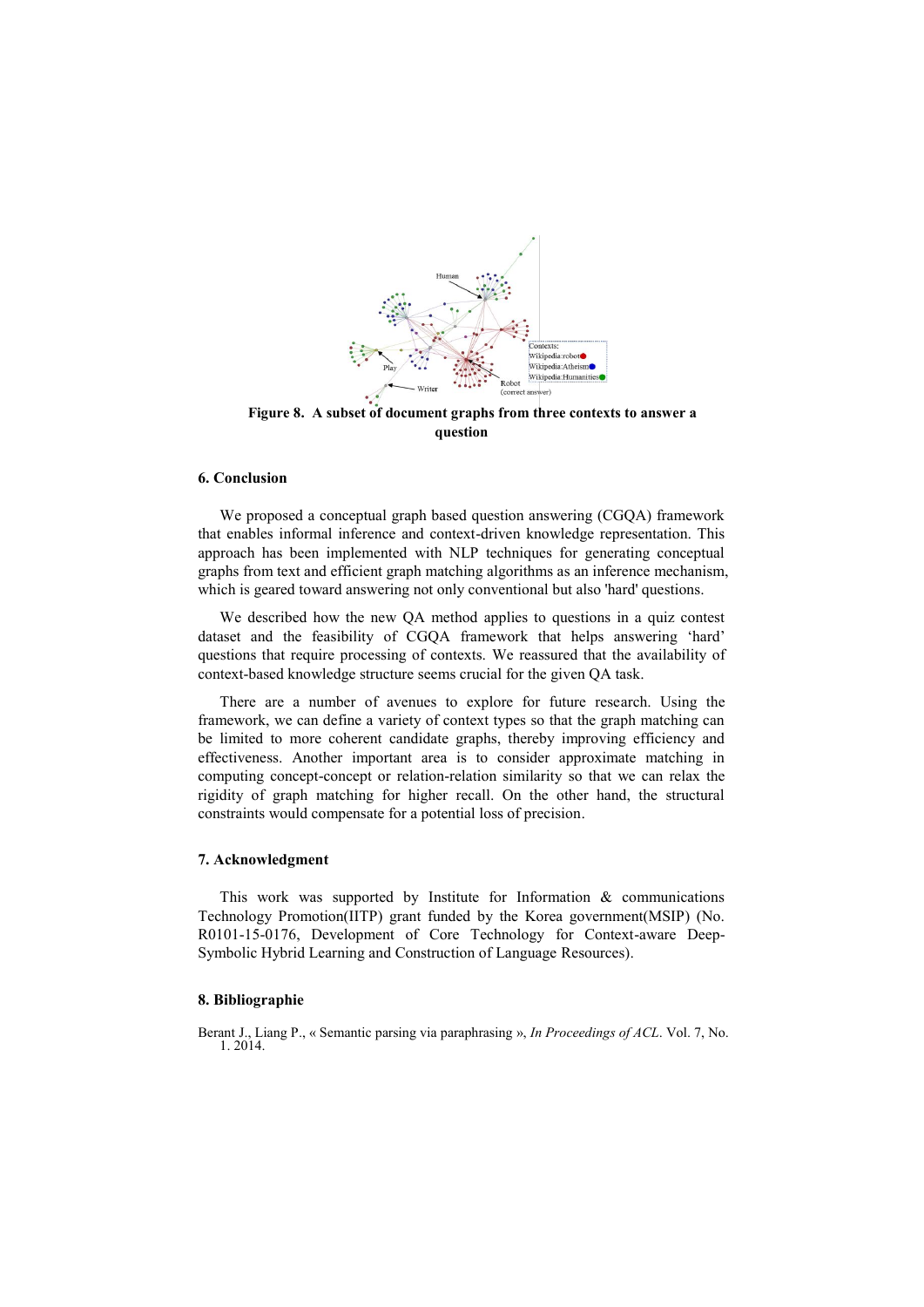**Figure 8. A subset of document graphs from three contexts to answer a question**

## 6. Conclusion

We proposed a conceptual graph based question answering (CGQA) framework that enables informal inference and context-driven knowledge representation. This approach has been implemented with NLP techniques for generating conceptual graphs from text and efficient graph matching algorithms as an inference mechanism, which is geared toward answering not only conventional but also 'hard' questions.

We described how the new QA method applies to questions in a quiz contest dataset and the feasibility of CGQA framework that helps answering 'hard' questions that require processing of contexts. We reassured that the availability of context-based knowledge structure seems crucial for the given QA task.

There are a number of avenues to explore for future research. Using the framework, we can define a variety of context types so that the graph matching can be limited to more coherent candidate graphs, thereby improving efficiency and effectiveness. Another important area is to consider approximate matching in computing concept-concept or relation-relation similarity so that we can relax the rigidity of graph matching for higher recall. On the other hand, the structural constraints would compensate for a potential loss of precision.

## 7. Acknowledgment

This work was supported by Institute for Information & communications Technology Promotion(IITP) grant funded by the Korea government(MSIP) (No. R0101-15-0176, Development of Core Technology for Context-aware Deep-Symbolic Hybrid Learning and Construction of Language Resources).

## 8. Bibliographie

Berant J., Liang P., « Semantic parsing via paraphrasing », *In Proceedings of ACL*. Vol. 7, No. 1. 2014.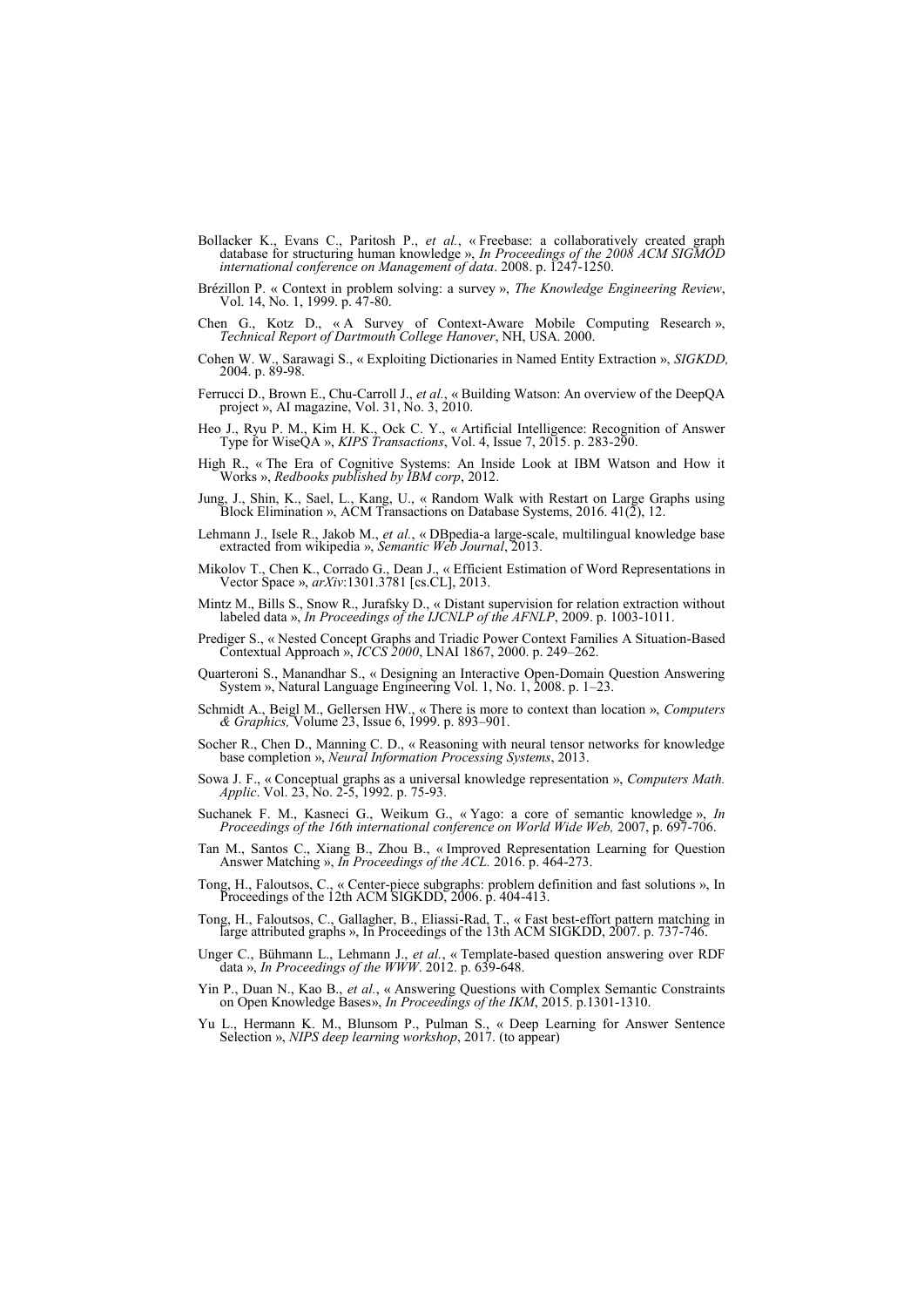Bollacker K., Evans C., Paritosh P., *et al.*, « Freebase: a collaboratively created graph database for structuring human knowledge », *In Proceedings of the 2008 ACM SIGMOD international conference on Management of data*. 2008. p. 1247-1250.

Brézillon P. « Context in problem solving: a survey », *The Knowledge Engineering Review*, Vol. 14, No. 1, 1999. p. 47-80.

Chen G., Kotz D., « A Survey of Context-Aware Mobile Computing Research », *Technical Report of Dartmouth College Hanover*, NH, USA. 2000.

Cohen W. W., Sarawagi S., « Exploiting Dictionaries in Named Entity Extraction », *SIGKDD,* 2004. p. 89-98.

Ferrucci D., Brown E., Chu-Carroll J., *et al*., « Building Watson: An overview of the DeepQA project », AI magazine, Vol. 31, No. 3, 2010.

Heo J., Ryu P. M., Kim H. K., Ock C. Y., « Artificial Intelligence: Recognition of Answer Type for WiseQA », *KIPS Transactions*, Vol. 4, Issue 7, 2015. p. 283-290.

High R., « The Era of Cognitive Systems: An Inside Look at IBM Watson and How it Works », *Redbooks published by IBM corp*, 2012.

Jung, J., Shin, K., Sael, L., Kang, U., « Random Walk with Restart on Large Graphs using Block Elimination », ACM Transactions on Database Systems, 2016. 41(2), 12.

Lehmann J., Isele R., Jakob M., *et al.*, « DBpedia-a large-scale, multilingual knowledge base extracted from wikipedia », *Semantic Web Journal*, 2013.

Mikolov T., Chen K., Corrado G., Dean J., « Efficient Estimation of Word Representations in Vector Space », *arXiv*:1301.3781 [cs.CL], 2013.

Mintz M., Bills S., Snow R., Jurafsky D., « Distant supervision for relation extraction without labeled data », *In Proceedings of the IJCNLP of the AFNLP*, 2009. p. 1003-1011.

Prediger S., « Nested Concept Graphs and Triadic Power Context Families A Situation-Based Contextual Approach », *ICCS 2000*, LNAI 1867, 2000. p. 249–262.

Quarteroni S., Manandhar S., « Designing an Interactive Open-Domain Question Answering System », Natural Language Engineering Vol. 1, No. 1, 2008. p. 1–23.

Schmidt A., Beigl M., Gellersen HW., « There is more to context than location », *Computers & Graphics,* Volume 23, Issue 6, 1999. p. 893–901.

Socher R., Chen D., Manning C. D., « Reasoning with neural tensor networks for knowledge base completion », *Neural Information Processing Systems*, 2013.

Sowa J. F., « Conceptual graphs as a universal knowledge representation », *Computers Math. Applic*. Vol. 23, No. 2-5, 1992. p. 75-93.

Suchanek F. M., Kasneci G., Weikum G., « Yago: a core of semantic knowledge », *In Proceedings of the 16th international conference on World Wide Web,* 2007, p. 697-706.

Tan M., Santos C., Xiang B., Zhou B., « Improved Representation Learning for Question Answer Matching », *In Proceedings of the ACL*. 2016. p. 464-273.

Tong, H., Faloutsos, C., « Center-piece subgraphs: problem definition and fast solutions », In Proceedings of the 12th ACM SIGKDD, 2006. p. 404-413.

Tong, H., Faloutsos, C., Gallagher, B., Eliassi-Rad, T., « Fast best-effort pattern matching in large attributed graphs », In Proceedings of the 13th ACM SIGKDD, 2007. p. 737-746.

Unger C., Bühmann L., Lehmann J., *et al.*, « Template-based question answering over RDF data », *In Proceedings of the WWW*. 2012. p. 639-648.

Yin P., Duan N., Kao B., *et al.*, « Answering Questions with Complex Semantic Constraints on Open Knowledge Bases», *In Proceedings of the IKM*, 2015. p.1301-1310.

Yu L., Hermann K. M., Blunsom P., Pulman S., « Deep Learning for Answer Sentence Selection », *NIPS deep learning workshop*, 2017. (to appear)